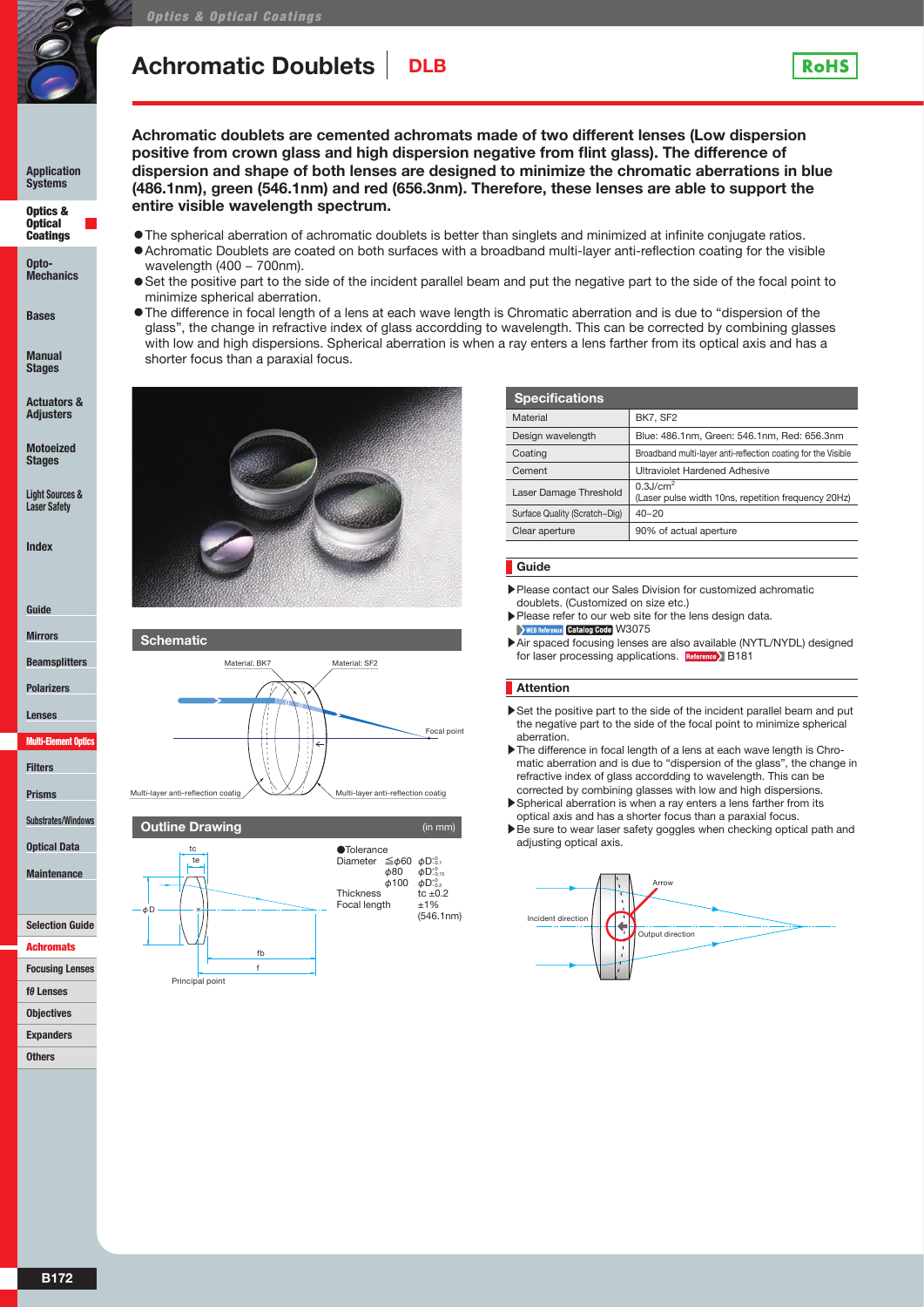# Achromatic Doublets | DLB

RoHS

**Achromatic doublets are cemented achromats made of two different lenses (Low dispersion positive from crown glass and high dispersion negative from flint glass). The difference of dispersion and shape of both lenses are designed to minimize the chromatic aberrations in blue (486.1nm), green (546.1nm) and red (656.3nm). Therefore, these lenses are able to support the entire visible wavelength spectrum.**

- The spherical aberration of achromatic doublets is better than singlets and minimized at infinite conjugate ratios.
- Achromatic Doublets are coated on both surfaces with a broadband multi-layer anti-reflection coating for the visible wavelength (400 – 700nm).
- Set the positive part to the side of the incident parallel beam and put the negative part to the side of the focal point to minimize spherical aberration.
- The difference in focal length of a lens at each wave length is Chromatic aberration and is due to "dispersion of the glass", the change in refractive index of glass accordding to wavelength. This can be corrected by combining glasses with low and high dispersions. Spherical aberration is when a ray enters a lens farther from its optical axis and has a shorter focus than a paraxial focus.

## Schematic

Material: BK7 | Material: SF2 | Focal point | Multi-layer anti-reflection coatig | Multi-layer anti-reflection coatig

## Outline Drawing

(in mm)

tc, te, ϕD, fb, f, Principal point

●Tolerance

| | | |
|---|---|---|
| Diameter | ≦ϕ60 | $\phi D^{+0}_{-0.1}$ |
| | ϕ80 | $\phi D^{+0}_{-0.15}$ |
| | ϕ100 | $\phi D^{+0}_{-0.2}$ |
| Thickness | | tc ±0.2 |
| Focal length | | ±1% (546.1nm) |

## Specifications

| | |
|---|---|
| Material | BK7, SF2 |
| Design wavelength | Blue: 486.1nm, Green: 546.1nm, Red: 656.3nm |
| Coating | Broadband multi-layer anti-reflection coating for the Visible |
| Cement | Ultraviolet Hardened Adhesive |
| Laser Damage Threshold | 0.3J/cm$^2$ (Laser pulse width 10ns, repetition frequency 20Hz) |
| Surface Quality (Scratch–Dig) | 40−20 |
| Clear aperture | 90% of actual aperture |

## Guide

- Please contact our Sales Division for customized achromatic doublets. (Customized on size etc.)
- Please refer to our web site for the lens design data. WEB Reference Catalog Code W3075
- Air spaced focusing lenses are also available (NYTL/NYDL) designed for laser processing applications. Reference B181

## Attention

- Set the positive part to the side of the incident parallel beam and put the negative part to the side of the focal point to minimize spherical aberration.
- The difference in focal length of a lens at each wave length is Chromatic aberration and is due to "dispersion of the glass", the change in refractive index of glass accordding to wavelength. This can be corrected by combining glasses with low and high dispersions.
- Spherical aberration is when a ray enters a lens farther from its optical axis and has a shorter focus than a paraxial focus.
- Be sure to wear laser safety goggles when checking optical path and adjusting optical axis.

Arrow | Incident direction | Output direction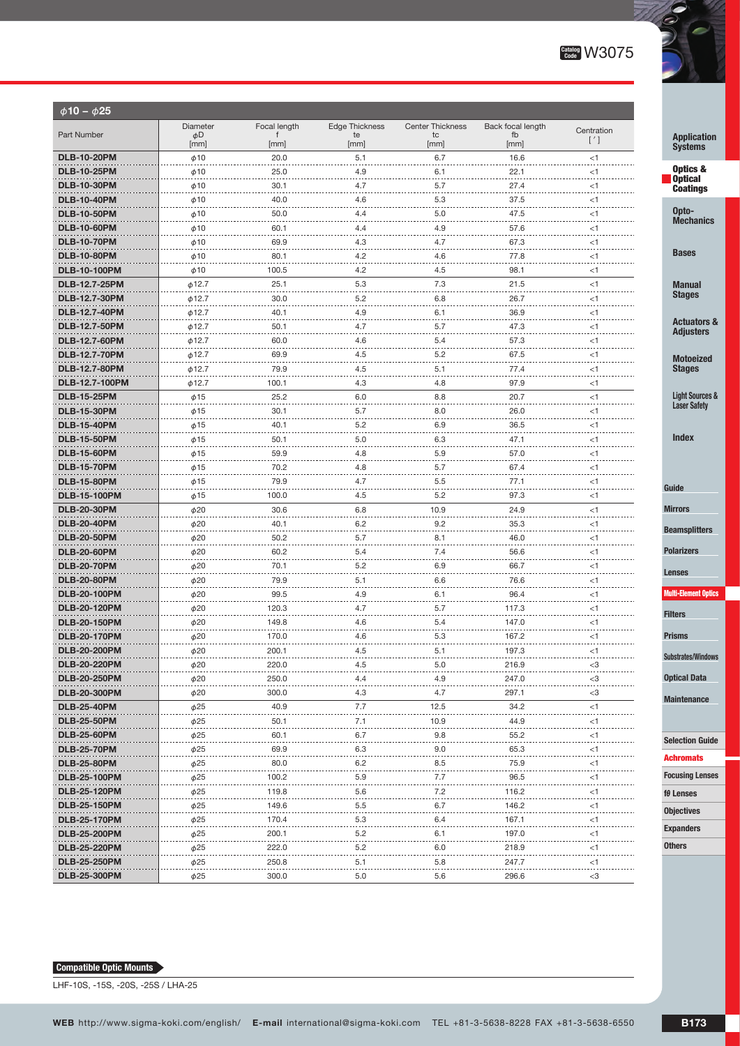## $\phi$10 – $\phi$25

| Part Number | Diameter $\phi$D [mm] | Focal length f [mm] | Edge Thickness te [mm] | Center Thickness tc [mm] | Back focal length fb [mm] | Centration [ ′ ] |
|---|---|---|---|---|---|---|
| **DLB-10-20PM** | $\phi$10 | 20.0 | 5.1 | 6.7 | 16.6 | <1 |
| **DLB-10-25PM** | $\phi$10 | 25.0 | 4.9 | 6.1 | 22.1 | <1 |
| **DLB-10-30PM** | $\phi$10 | 30.1 | 4.7 | 5.7 | 27.4 | <1 |
| **DLB-10-40PM** | $\phi$10 | 40.0 | 4.6 | 5.3 | 37.5 | <1 |
| **DLB-10-50PM** | $\phi$10 | 50.0 | 4.4 | 5.0 | 47.5 | <1 |
| **DLB-10-60PM** | $\phi$10 | 60.1 | 4.4 | 4.9 | 57.6 | <1 |
| **DLB-10-70PM** | $\phi$10 | 69.9 | 4.3 | 4.7 | 67.3 | <1 |
| **DLB-10-80PM** | $\phi$10 | 80.1 | 4.2 | 4.6 | 77.8 | <1 |
| **DLB-10-100PM** | $\phi$10 | 100.5 | 4.2 | 4.5 | 98.1 | <1 |
| **DLB-12.7-25PM** | $\phi$12.7 | 25.1 | 5.3 | 7.3 | 21.5 | <1 |
| **DLB-12.7-30PM** | $\phi$12.7 | 30.0 | 5.2 | 6.8 | 26.7 | <1 |
| **DLB-12.7-40PM** | $\phi$12.7 | 40.1 | 4.9 | 6.1 | 36.9 | <1 |
| **DLB-12.7-50PM** | $\phi$12.7 | 50.1 | 4.7 | 5.7 | 47.3 | <1 |
| **DLB-12.7-60PM** | $\phi$12.7 | 60.0 | 4.6 | 5.4 | 57.3 | <1 |
| **DLB-12.7-70PM** | $\phi$12.7 | 69.9 | 4.5 | 5.2 | 67.5 | <1 |
| **DLB-12.7-80PM** | $\phi$12.7 | 79.9 | 4.5 | 5.1 | 77.4 | <1 |
| **DLB-12.7-100PM** | $\phi$12.7 | 100.1 | 4.3 | 4.8 | 97.9 | <1 |
| **DLB-15-25PM** | $\phi$15 | 25.2 | 6.0 | 8.8 | 20.7 | <1 |
| **DLB-15-30PM** | $\phi$15 | 30.1 | 5.7 | 8.0 | 26.0 | <1 |
| **DLB-15-40PM** | $\phi$15 | 40.1 | 5.2 | 6.9 | 36.5 | <1 |
| **DLB-15-50PM** | $\phi$15 | 50.1 | 5.0 | 6.3 | 47.1 | <1 |
| **DLB-15-60PM** | $\phi$15 | 59.9 | 4.8 | 5.9 | 57.0 | <1 |
| **DLB-15-70PM** | $\phi$15 | 70.2 | 4.8 | 5.7 | 67.4 | <1 |
| **DLB-15-80PM** | $\phi$15 | 79.9 | 4.7 | 5.5 | 77.1 | <1 |
| **DLB-15-100PM** | $\phi$15 | 100.0 | 4.5 | 5.2 | 97.3 | <1 |
| **DLB-20-30PM** | $\phi$20 | 30.6 | 6.8 | 10.9 | 24.9 | <1 |
| **DLB-20-40PM** | $\phi$20 | 40.1 | 6.2 | 9.2 | 35.3 | <1 |
| **DLB-20-50PM** | $\phi$20 | 50.2 | 5.7 | 8.1 | 46.0 | <1 |
| **DLB-20-60PM** | $\phi$20 | 60.2 | 5.4 | 7.4 | 56.6 | <1 |
| **DLB-20-70PM** | $\phi$20 | 70.1 | 5.2 | 6.9 | 66.7 | <1 |
| **DLB-20-80PM** | $\phi$20 | 79.9 | 5.1 | 6.6 | 76.6 | <1 |
| **DLB-20-100PM** | $\phi$20 | 99.5 | 4.9 | 6.1 | 96.4 | <1 |
| **DLB-20-120PM** | $\phi$20 | 120.3 | 4.7 | 5.7 | 117.3 | <1 |
| **DLB-20-150PM** | $\phi$20 | 149.8 | 4.6 | 5.4 | 147.0 | <1 |
| **DLB-20-170PM** | $\phi$20 | 170.0 | 4.6 | 5.3 | 167.2 | <1 |
| **DLB-20-200PM** | $\phi$20 | 200.1 | 4.5 | 5.1 | 197.3 | <1 |
| **DLB-20-220PM** | $\phi$20 | 220.0 | 4.5 | 5.0 | 216.9 | <3 |
| **DLB-20-250PM** | $\phi$20 | 250.0 | 4.4 | 4.9 | 247.0 | <3 |
| **DLB-20-300PM** | $\phi$20 | 300.0 | 4.3 | 4.7 | 297.1 | <3 |
| **DLB-25-40PM** | $\phi$25 | 40.9 | 7.7 | 12.5 | 34.2 | <1 |
| **DLB-25-50PM** | $\phi$25 | 50.1 | 7.1 | 10.9 | 44.9 | <1 |
| **DLB-25-60PM** | $\phi$25 | 60.1 | 6.7 | 9.8 | 55.2 | <1 |
| **DLB-25-70PM** | $\phi$25 | 69.9 | 6.3 | 9.0 | 65.3 | <1 |
| **DLB-25-80PM** | $\phi$25 | 80.0 | 6.2 | 8.5 | 75.9 | <1 |
| **DLB-25-100PM** | $\phi$25 | 100.2 | 5.9 | 7.7 | 96.5 | <1 |
| **DLB-25-120PM** | $\phi$25 | 119.8 | 5.6 | 7.2 | 116.2 | <1 |
| **DLB-25-150PM** | $\phi$25 | 149.6 | 5.5 | 6.7 | 146.2 | <1 |
| **DLB-25-170PM** | $\phi$25 | 170.4 | 5.3 | 6.4 | 167.1 | <1 |
| **DLB-25-200PM** | $\phi$25 | 200.1 | 5.2 | 6.1 | 197.0 | <1 |
| **DLB-25-220PM** | $\phi$25 | 222.0 | 5.2 | 6.0 | 218.9 | <1 |
| **DLB-25-250PM** | $\phi$25 | 250.8 | 5.1 | 5.8 | 247.7 | <1 |
| **DLB-25-300PM** | $\phi$25 | 300.0 | 5.0 | 5.6 | 296.6 | <3 |

**Compatible Optic Mounts**

LHF-10S, -15S, -20S, -25S / LHA-25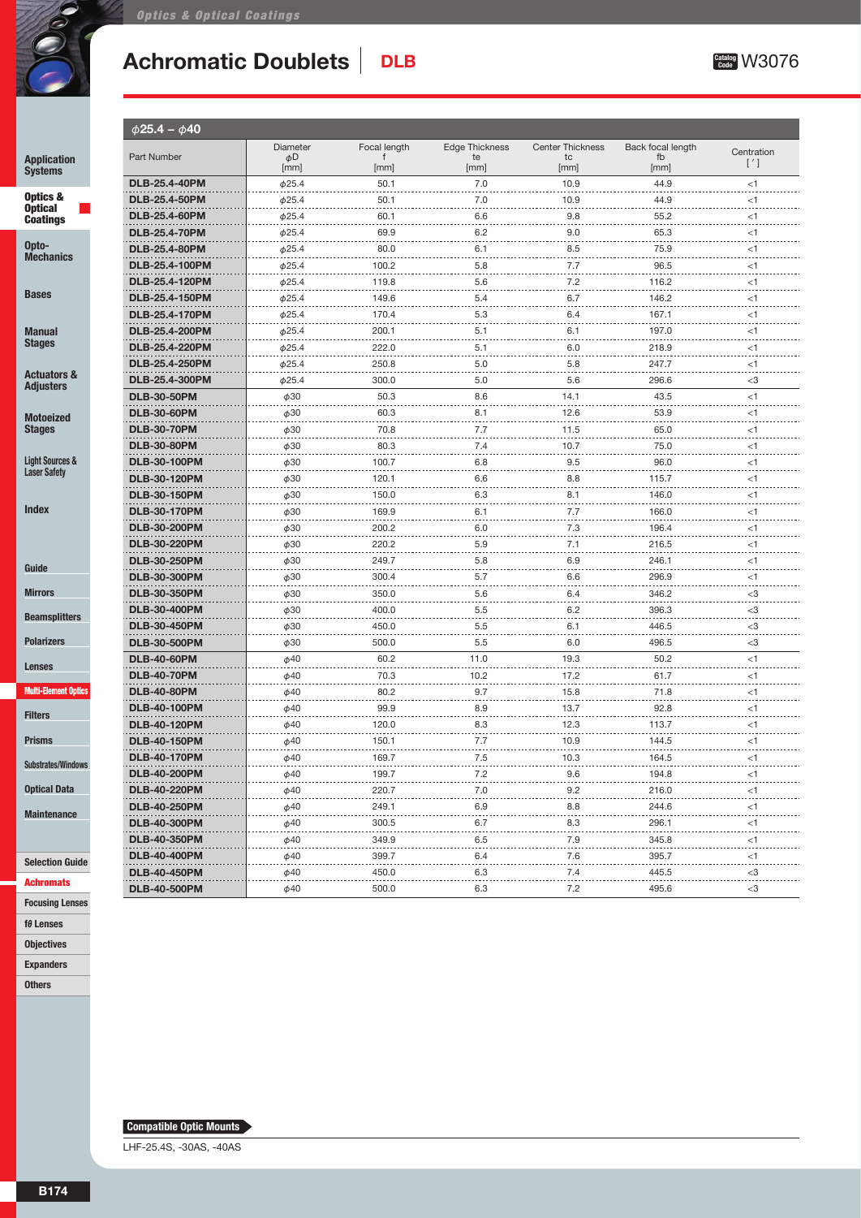# Achromatic Doublets | DLB

Catalog Code W3076

## ϕ25.4 – ϕ40

| Part Number | Diameter $\phi$D [mm] | Focal length f [mm] | Edge Thickness te [mm] | Center Thickness tc [mm] | Back focal length fb [mm] | Centration [ ′ ] |
|---|---|---|---|---|---|---|
| DLB-25.4-40PM | ϕ25.4 | 50.1 | 7.0 | 10.9 | 44.9 | <1 |
| DLB-25.4-50PM | ϕ25.4 | 50.1 | 7.0 | 10.9 | 44.9 | <1 |
| DLB-25.4-60PM | ϕ25.4 | 60.1 | 6.6 | 9.8 | 55.2 | <1 |
| DLB-25.4-70PM | ϕ25.4 | 69.9 | 6.2 | 9.0 | 65.3 | <1 |
| DLB-25.4-80PM | ϕ25.4 | 80.0 | 6.1 | 8.5 | 75.9 | <1 |
| DLB-25.4-100PM | ϕ25.4 | 100.2 | 5.8 | 7.7 | 96.5 | <1 |
| DLB-25.4-120PM | ϕ25.4 | 119.8 | 5.6 | 7.2 | 116.2 | <1 |
| DLB-25.4-150PM | ϕ25.4 | 149.6 | 5.4 | 6.7 | 146.2 | <1 |
| DLB-25.4-170PM | ϕ25.4 | 170.4 | 5.3 | 6.4 | 167.1 | <1 |
| DLB-25.4-200PM | ϕ25.4 | 200.1 | 5.1 | 6.1 | 197.0 | <1 |
| DLB-25.4-220PM | ϕ25.4 | 222.0 | 5.1 | 6.0 | 218.9 | <1 |
| DLB-25.4-250PM | ϕ25.4 | 250.8 | 5.0 | 5.8 | 247.7 | <1 |
| DLB-25.4-300PM | ϕ25.4 | 300.0 | 5.0 | 5.6 | 296.6 | <3 |
| DLB-30-50PM | ϕ30 | 50.3 | 8.6 | 14.1 | 43.5 | <1 |
| DLB-30-60PM | ϕ30 | 60.3 | 8.1 | 12.6 | 53.9 | <1 |
| DLB-30-70PM | ϕ30 | 70.8 | 7.7 | 11.5 | 65.0 | <1 |
| DLB-30-80PM | ϕ30 | 80.3 | 7.4 | 10.7 | 75.0 | <1 |
| DLB-30-100PM | ϕ30 | 100.7 | 6.8 | 9.5 | 96.0 | <1 |
| DLB-30-120PM | ϕ30 | 120.1 | 6.6 | 8.8 | 115.7 | <1 |
| DLB-30-150PM | ϕ30 | 150.0 | 6.3 | 8.1 | 146.0 | <1 |
| DLB-30-170PM | ϕ30 | 169.9 | 6.1 | 7.7 | 166.0 | <1 |
| DLB-30-200PM | ϕ30 | 200.2 | 6.0 | 7.3 | 196.4 | <1 |
| DLB-30-220PM | ϕ30 | 220.2 | 5.9 | 7.1 | 216.5 | <1 |
| DLB-30-250PM | ϕ30 | 249.7 | 5.8 | 6.9 | 246.1 | <1 |
| DLB-30-300PM | ϕ30 | 300.4 | 5.7 | 6.6 | 296.9 | <1 |
| DLB-30-350PM | ϕ30 | 350.0 | 5.6 | 6.4 | 346.2 | <3 |
| DLB-30-400PM | ϕ30 | 400.0 | 5.5 | 6.2 | 396.3 | <3 |
| DLB-30-450PM | ϕ30 | 450.0 | 5.5 | 6.1 | 446.5 | <3 |
| DLB-30-500PM | ϕ30 | 500.0 | 5.5 | 6.0 | 496.5 | <3 |
| DLB-40-60PM | ϕ40 | 60.2 | 11.0 | 19.3 | 50.2 | <1 |
| DLB-40-70PM | ϕ40 | 70.3 | 10.2 | 17.2 | 61.7 | <1 |
| DLB-40-80PM | ϕ40 | 80.2 | 9.7 | 15.8 | 71.8 | <1 |
| DLB-40-100PM | ϕ40 | 99.9 | 8.9 | 13.7 | 92.8 | <1 |
| DLB-40-120PM | ϕ40 | 120.0 | 8.3 | 12.3 | 113.7 | <1 |
| DLB-40-150PM | ϕ40 | 150.1 | 7.7 | 10.9 | 144.5 | <1 |
| DLB-40-170PM | ϕ40 | 169.7 | 7.5 | 10.3 | 164.5 | <1 |
| DLB-40-200PM | ϕ40 | 199.7 | 7.2 | 9.6 | 194.8 | <1 |
| DLB-40-220PM | ϕ40 | 220.7 | 7.0 | 9.2 | 216.0 | <1 |
| DLB-40-250PM | ϕ40 | 249.1 | 6.9 | 8.8 | 244.6 | <1 |
| DLB-40-300PM | ϕ40 | 300.5 | 6.7 | 8.3 | 296.1 | <1 |
| DLB-40-350PM | ϕ40 | 349.9 | 6.5 | 7.9 | 345.8 | <1 |
| DLB-40-400PM | ϕ40 | 399.7 | 6.4 | 7.6 | 395.7 | <1 |
| DLB-40-450PM | ϕ40 | 450.0 | 6.3 | 7.4 | 445.5 | <3 |
| DLB-40-500PM | ϕ40 | 500.0 | 6.3 | 7.2 | 495.6 | <3 |

**Compatible Optic Mounts**

LHF-25.4S, -30AS, -40AS